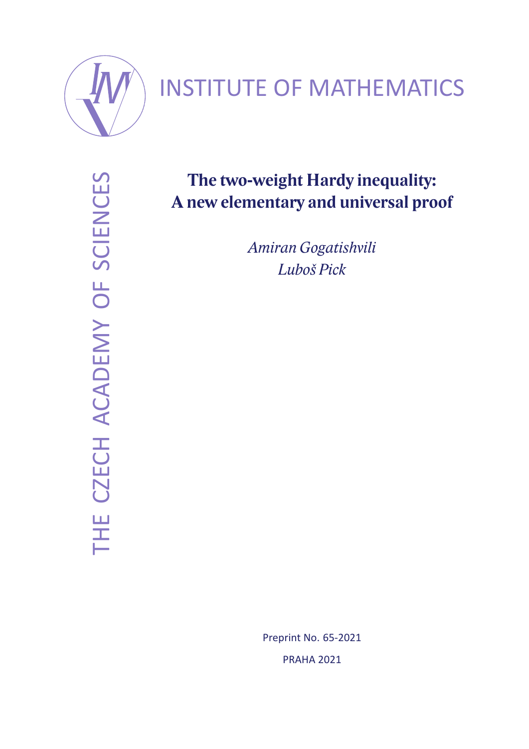INSTITUTE OF MATHEMATICS

THE CZECH ACADEMY OF SCIENCES

# The two-weight Hardy inequality: A new elementary and universal proof

*Amiran Gogatishvili*

*Luboš Pick*

Preprint No. 65-2021

PRAHA 2021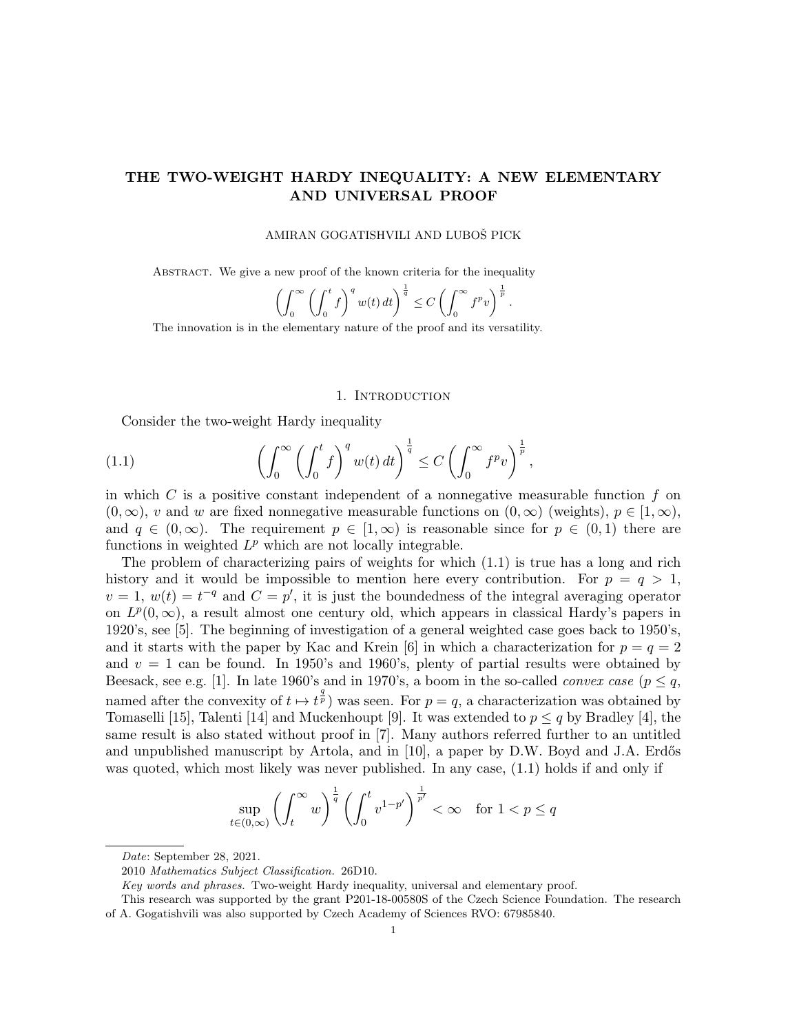# THE TWO-WEIGHT HARDY INEQUALITY: A NEW ELEMENTARY AND UNIVERSAL PROOF

AMIRAN GOGATISHVILI AND LUBOŠ PICK

Abstract. We give a new proof of the known criteria for the inequality

$$\left(\int_0^\infty \left(\int_0^t f\right)^q w(t)\,dt\right)^{\frac{1}{q}} \le C\left(\int_0^\infty f^p v\right)^{\frac{1}{p}}.$$

The innovation is in the elementary nature of the proof and its versatility.

## 1. Introduction

Consider the two-weight Hardy inequality

$$\left(\int_0^\infty \left(\int_0^t f\right)^q w(t)\,dt\right)^{\frac{1}{q}} \le C\left(\int_0^\infty f^p v\right)^{\frac{1}{p}}, \tag{1.1}$$

in which $C$ is a positive constant independent of a nonnegative measurable function $f$ on $(0,\infty)$, $v$ and $w$ are fixed nonnegative measurable functions on $(0,\infty)$ (weights), $p \in [1,\infty)$, and $q \in (0,\infty)$. The requirement $p \in [1,\infty)$ is reasonable since for $p \in (0,1)$ there are functions in weighted $L^p$ which are not locally integrable.

The problem of characterizing pairs of weights for which (1.1) is true has a long and rich history and it would be impossible to mention here every contribution. For $p = q > 1$, $v = 1$, $w(t) = t^{-q}$ and $C = p'$, it is just the boundedness of the integral averaging operator on $L^p(0,\infty)$, a result almost one century old, which appears in classical Hardy's papers in 1920's, see [5]. The beginning of investigation of a general weighted case goes back to 1950's, and it starts with the paper by Kac and Krein [6] in which a characterization for $p = q = 2$ and $v = 1$ can be found. In 1950's and 1960's, plenty of partial results were obtained by Beesack, see e.g. [1]. In late 1960's and in 1970's, a boom in the so-called *convex case* ($p \le q$, named after the convexity of $t \mapsto t^{\frac{q}{p}}$) was seen. For $p = q$, a characterization was obtained by Tomaselli [15], Talenti [14] and Muckenhoupt [9]. It was extended to $p \le q$ by Bradley [4], the same result is also stated without proof in [7]. Many authors referred further to an untitled and unpublished manuscript by Artola, and in [10], a paper by D.W. Boyd and J.A. Erdős was quoted, which most likely was never published. In any case, (1.1) holds if and only if

$$\sup_{t\in(0,\infty)} \left(\int_t^\infty w\right)^{\frac{1}{q}} \left(\int_0^t v^{1-p'}\right)^{\frac{1}{p'}} < \infty \quad \text{for } 1 < p \le q$$

---

*Date*: September 28, 2021.

2010 *Mathematics Subject Classification.* 26D10.

*Key words and phrases.* Two-weight Hardy inequality, universal and elementary proof.

This research was supported by the grant P201-18-00580S of the Czech Science Foundation. The research of A. Gogatishvili was also supported by Czech Academy of Sciences RVO: 67985840.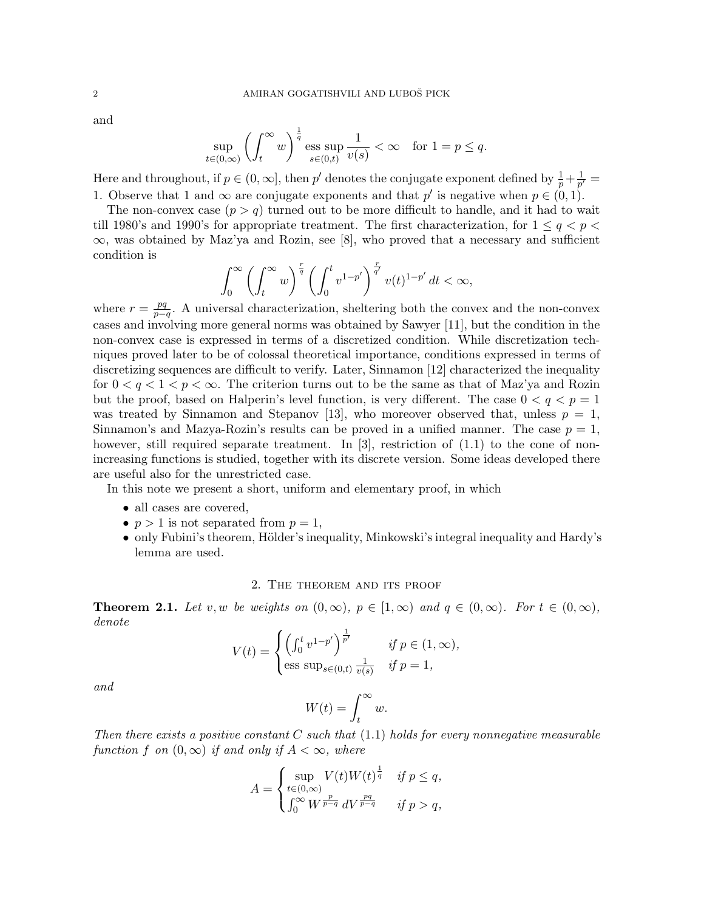and

$$\sup_{t\in(0,\infty)} \left(\int_t^\infty w\right)^{\frac{1}{q}} \operatorname*{ess\,sup}_{s\in(0,t)} \frac{1}{v(s)} < \infty \quad \text{for } 1 = p \le q.$$

Here and throughout, if $p \in (0,\infty]$, then $p'$ denotes the conjugate exponent defined by $\frac{1}{p}+\frac{1}{p'} = 1$. Observe that 1 and $\infty$ are conjugate exponents and that $p'$ is negative when $p \in (0,1)$.

The non-convex case ($p > q$) turned out to be more difficult to handle, and it had to wait till 1980's and 1990's for appropriate treatment. The first characterization, for $1 \le q < p < \infty$, was obtained by Maz'ya and Rozin, see [8], who proved that a necessary and sufficient condition is

$$\int_0^\infty \left(\int_t^\infty w\right)^{\frac{r}{q}} \left(\int_0^t v^{1-p'}\right)^{\frac{r}{q'}} v(t)^{1-p'}\, dt < \infty,$$

where $r = \frac{pq}{p-q}$. A universal characterization, sheltering both the convex and the non-convex cases and involving more general norms was obtained by Sawyer [11], but the condition in the non-convex case is expressed in terms of a discretized condition. While discretization techniques proved later to be of colossal theoretical importance, conditions expressed in terms of discretizing sequences are difficult to verify. Later, Sinnamon [12] characterized the inequality for $0 < q < 1 < p < \infty$. The criterion turns out to be the same as that of Maz'ya and Rozin but the proof, based on Halperin's level function, is very different. The case $0 < q < p = 1$ was treated by Sinnamon and Stepanov [13], who moreover observed that, unless $p = 1$, Sinnamon's and Mazya-Rozin's results can be proved in a unified manner. The case $p = 1$, however, still required separate treatment. In [3], restriction of (1.1) to the cone of non-increasing functions is studied, together with its discrete version. Some ideas developed there are useful also for the unrestricted case.

In this note we present a short, uniform and elementary proof, in which

- all cases are covered,
- $p > 1$ is not separated from $p = 1$,
- only Fubini's theorem, Hölder's inequality, Minkowski's integral inequality and Hardy's lemma are used.

## 2. The theorem and its proof

**Theorem 2.1.** *Let $v, w$ be weights on $(0,\infty)$, $p \in [1,\infty)$ and $q \in (0,\infty)$. For $t \in (0,\infty)$, denote*

$$V(t) = \begin{cases} \left(\int_0^t v^{1-p'}\right)^{\frac{1}{p'}} & \text{if } p \in (1,\infty), \\ \operatorname{ess\,sup}_{s\in(0,t)} \frac{1}{v(s)} & \text{if } p = 1, \end{cases}$$

*and*

$$W(t) = \int_t^\infty w.$$

*Then there exists a positive constant $C$ such that (1.1) holds for every nonnegative measurable function $f$ on $(0,\infty)$ if and only if $A < \infty$, where*

$$A = \begin{cases} \sup_{t\in(0,\infty)} V(t)W(t)^{\frac{1}{q}} & \text{if } p \le q, \\ \int_0^\infty W^{\frac{p}{p-q}}\, dV^{\frac{pq}{p-q}} & \text{if } p > q, \end{cases}$$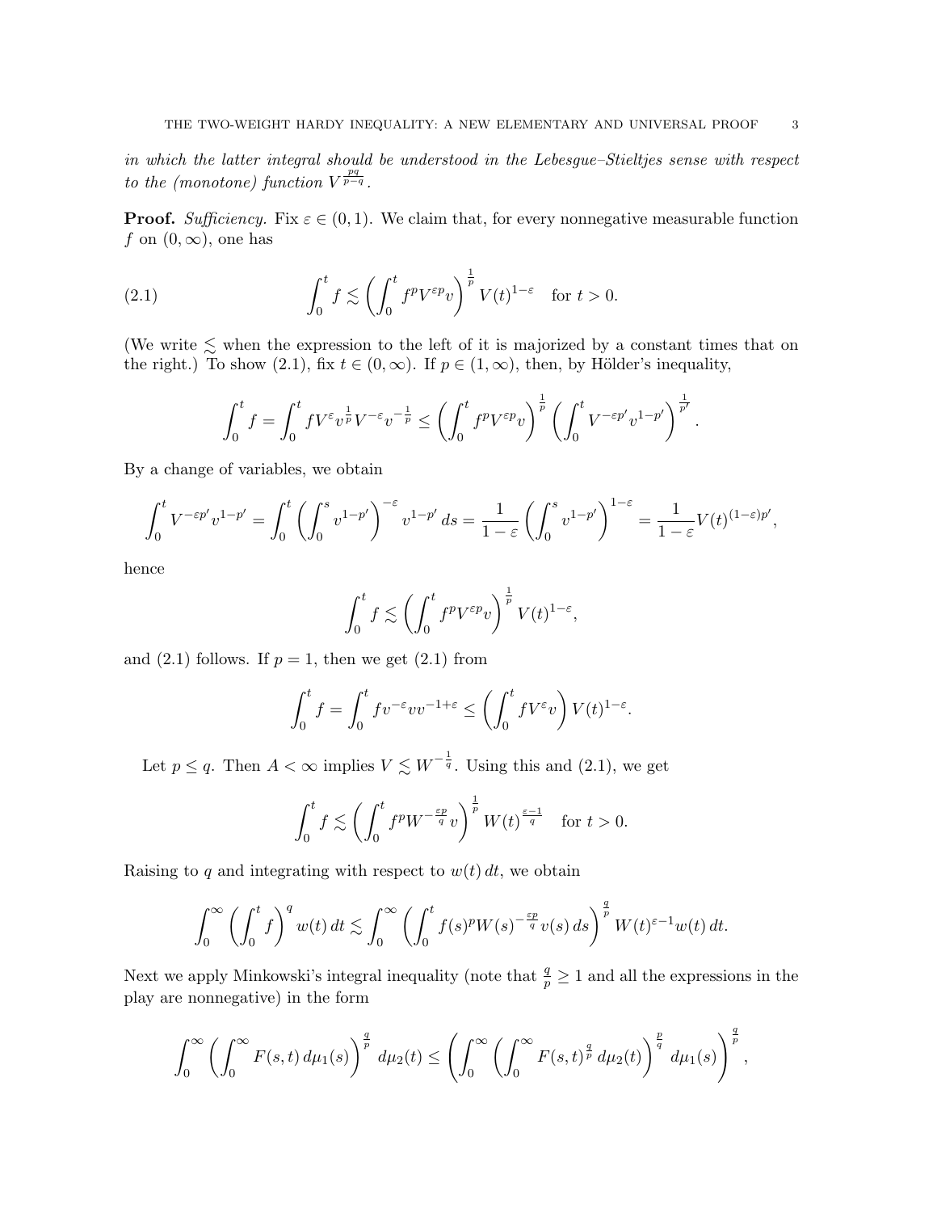*in which the latter integral should be understood in the Lebesgue–Stieltjes sense with respect to the (monotone) function $V^{\frac{pq}{p-q}}$.*

**Proof.** *Sufficiency.* Fix $\varepsilon \in (0,1)$. We claim that, for every nonnegative measurable function $f$ on $(0,\infty)$, one has

$$\int_0^t f \lesssim \left(\int_0^t f^p V^{\varepsilon p} v\right)^{\frac{1}{p}} V(t)^{1-\varepsilon} \quad \text{for } t>0. \tag{2.1}$$

(We write $\lesssim$ when the expression to the left of it is majorized by a constant times that on the right.) To show (2.1), fix $t \in (0,\infty)$. If $p \in (1,\infty)$, then, by Hölder's inequality,

$$\int_0^t f = \int_0^t f V^{\varepsilon} v^{\frac{1}{p}} V^{-\varepsilon} v^{-\frac{1}{p}} \le \left(\int_0^t f^p V^{\varepsilon p} v\right)^{\frac{1}{p}} \left(\int_0^t V^{-\varepsilon p'} v^{1-p'}\right)^{\frac{1}{p'}}.$$

By a change of variables, we obtain

$$\int_0^t V^{-\varepsilon p'} v^{1-p'} = \int_0^t \left(\int_0^s v^{1-p'}\right)^{-\varepsilon} v^{1-p'}\, ds = \frac{1}{1-\varepsilon}\left(\int_0^s v^{1-p'}\right)^{1-\varepsilon} = \frac{1}{1-\varepsilon} V(t)^{(1-\varepsilon)p'},$$

hence

$$\int_0^t f \lesssim \left(\int_0^t f^p V^{\varepsilon p} v\right)^{\frac{1}{p}} V(t)^{1-\varepsilon},$$

and (2.1) follows. If $p=1$, then we get (2.1) from

$$\int_0^t f = \int_0^t f v^{-\varepsilon} v v^{-1+\varepsilon} \le \left(\int_0^t f V^{\varepsilon} v\right) V(t)^{1-\varepsilon}.$$

Let $p \le q$. Then $A<\infty$ implies $V \lesssim W^{-\frac{1}{q}}$. Using this and (2.1), we get

$$\int_0^t f \lesssim \left(\int_0^t f^p W^{-\frac{\varepsilon p}{q}} v\right)^{\frac{1}{p}} W(t)^{\frac{\varepsilon-1}{q}} \quad \text{for } t>0.$$

Raising to $q$ and integrating with respect to $w(t)\,dt$, we obtain

$$\int_0^\infty \left(\int_0^t f\right)^q w(t)\,dt \lesssim \int_0^\infty \left(\int_0^t f(s)^p W(s)^{-\frac{\varepsilon p}{q}} v(s)\,ds\right)^{\frac{q}{p}} W(t)^{\varepsilon-1} w(t)\,dt.$$

Next we apply Minkowski's integral inequality (note that $\frac{q}{p} \ge 1$ and all the expressions in the play are nonnegative) in the form

$$\int_0^\infty \left(\int_0^\infty F(s,t)\,d\mu_1(s)\right)^{\frac{q}{p}} d\mu_2(t) \le \left(\int_0^\infty \left(\int_0^\infty F(s,t)^{\frac{q}{p}}\,d\mu_2(t)\right)^{\frac{p}{q}} d\mu_1(s)\right)^{\frac{q}{p}},$$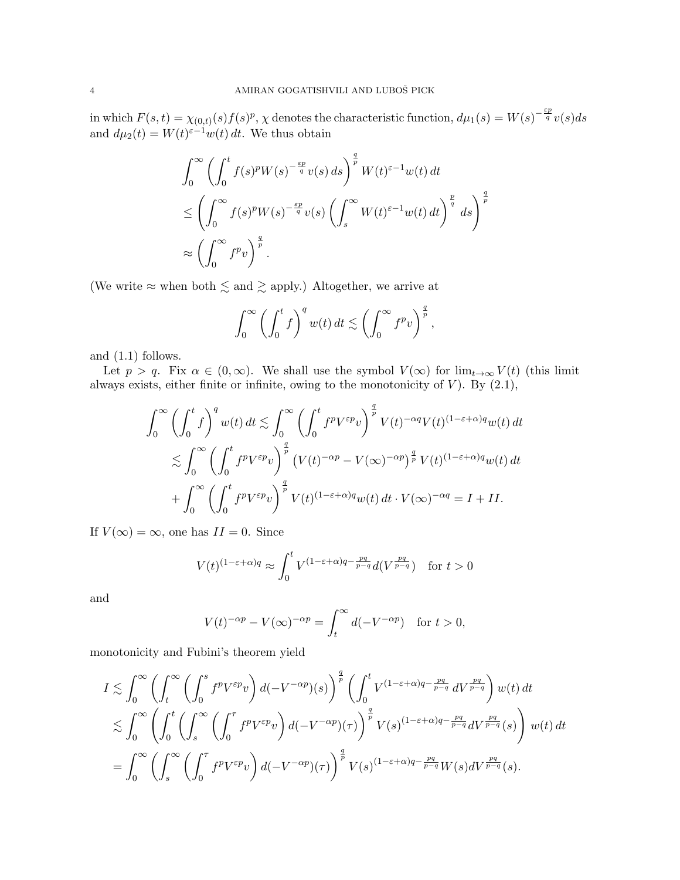in which $F(s,t) = \chi_{(0,t)}(s) f(s)^p$, $\chi$ denotes the characteristic function, $d\mu_1(s) = W(s)^{-\frac{\varepsilon p}{q}} v(s) ds$ and $d\mu_2(t) = W(t)^{\varepsilon - 1} w(t)\, dt$. We thus obtain

$$
\begin{aligned}
&\int_0^\infty \left( \int_0^t f(s)^p W(s)^{-\frac{\varepsilon p}{q}} v(s)\, ds \right)^{\frac{q}{p}} W(t)^{\varepsilon-1} w(t)\, dt \\
&\leq \left( \int_0^\infty f(s)^p W(s)^{-\frac{\varepsilon p}{q}} v(s) \left( \int_s^\infty W(t)^{\varepsilon - 1} w(t)\, dt \right)^{\frac{p}{q}} ds \right)^{\frac{q}{p}} \\
&\approx \left( \int_0^\infty f^p v \right)^{\frac{q}{p}}.
\end{aligned}
$$

(We write $\approx$ when both $\lesssim$ and $\gtrsim$ apply.) Altogether, we arrive at

$$
\int_0^\infty \left( \int_0^t f \right)^q w(t)\, dt \lesssim \left( \int_0^\infty f^p v \right)^{\frac{q}{p}},
$$

and (1.1) follows.

Let $p > q$. Fix $\alpha \in (0, \infty)$. We shall use the symbol $V(\infty)$ for $\lim_{t \to \infty} V(t)$ (this limit always exists, either finite or infinite, owing to the monotonicity of $V$). By (2.1),

$$
\begin{aligned}
\int_0^\infty \left( \int_0^t f \right)^q w(t)\, dt &\lesssim \int_0^\infty \left( \int_0^t f^p V^{\varepsilon p} v \right)^{\frac{q}{p}} V(t)^{-\alpha q} V(t)^{(1-\varepsilon+\alpha)q} w(t)\, dt \\
&\lesssim \int_0^\infty \left( \int_0^t f^p V^{\varepsilon p} v \right)^{\frac{q}{p}} \left( V(t)^{-\alpha p} - V(\infty)^{-\alpha p} \right)^{\frac{q}{p}} V(t)^{(1-\varepsilon+\alpha)q} w(t)\, dt \\
&+ \int_0^\infty \left( \int_0^t f^p V^{\varepsilon p} v \right)^{\frac{q}{p}} V(t)^{(1-\varepsilon+\alpha)q} w(t)\, dt \cdot V(\infty)^{-\alpha q} = I + II.
\end{aligned}
$$

If $V(\infty) = \infty$, one has $II = 0$. Since

$$
V(t)^{(1-\varepsilon+\alpha)q} \approx \int_0^t V^{(1-\varepsilon+\alpha)q - \frac{pq}{p-q}} d(V^{\frac{pq}{p-q}}) \quad \text{for } t > 0
$$

and

$$
V(t)^{-\alpha p} - V(\infty)^{-\alpha p} = \int_t^\infty d(-V^{-\alpha p}) \quad \text{for } t > 0,
$$

monotonicity and Fubini's theorem yield

$$
\begin{aligned}
I &\lesssim \int_0^\infty \left( \int_t^\infty \left( \int_0^s f^p V^{\varepsilon p} v \right) d(-V^{-\alpha p})(s) \right)^{\frac{q}{p}} \left( \int_0^t V^{(1-\varepsilon+\alpha)q - \frac{pq}{p-q}}\, dV^{\frac{pq}{p-q}} \right) w(t)\, dt \\
&\lesssim \int_0^\infty \left( \int_0^t \left( \int_s^\infty \left( \int_0^\tau f^p V^{\varepsilon p} v \right) d(-V^{-\alpha p})(\tau) \right)^{\frac{q}{p}} V(s)^{(1-\varepsilon+\alpha)q - \frac{pq}{p-q}} dV^{\frac{pq}{p-q}}(s) \right) w(t)\, dt \\
&= \int_0^\infty \left( \int_s^\infty \left( \int_0^\tau f^p V^{\varepsilon p} v \right) d(-V^{-\alpha p})(\tau) \right)^{\frac{q}{p}} V(s)^{(1-\varepsilon+\alpha)q - \frac{pq}{p-q}} W(s) dV^{\frac{pq}{p-q}}(s).
\end{aligned}
$$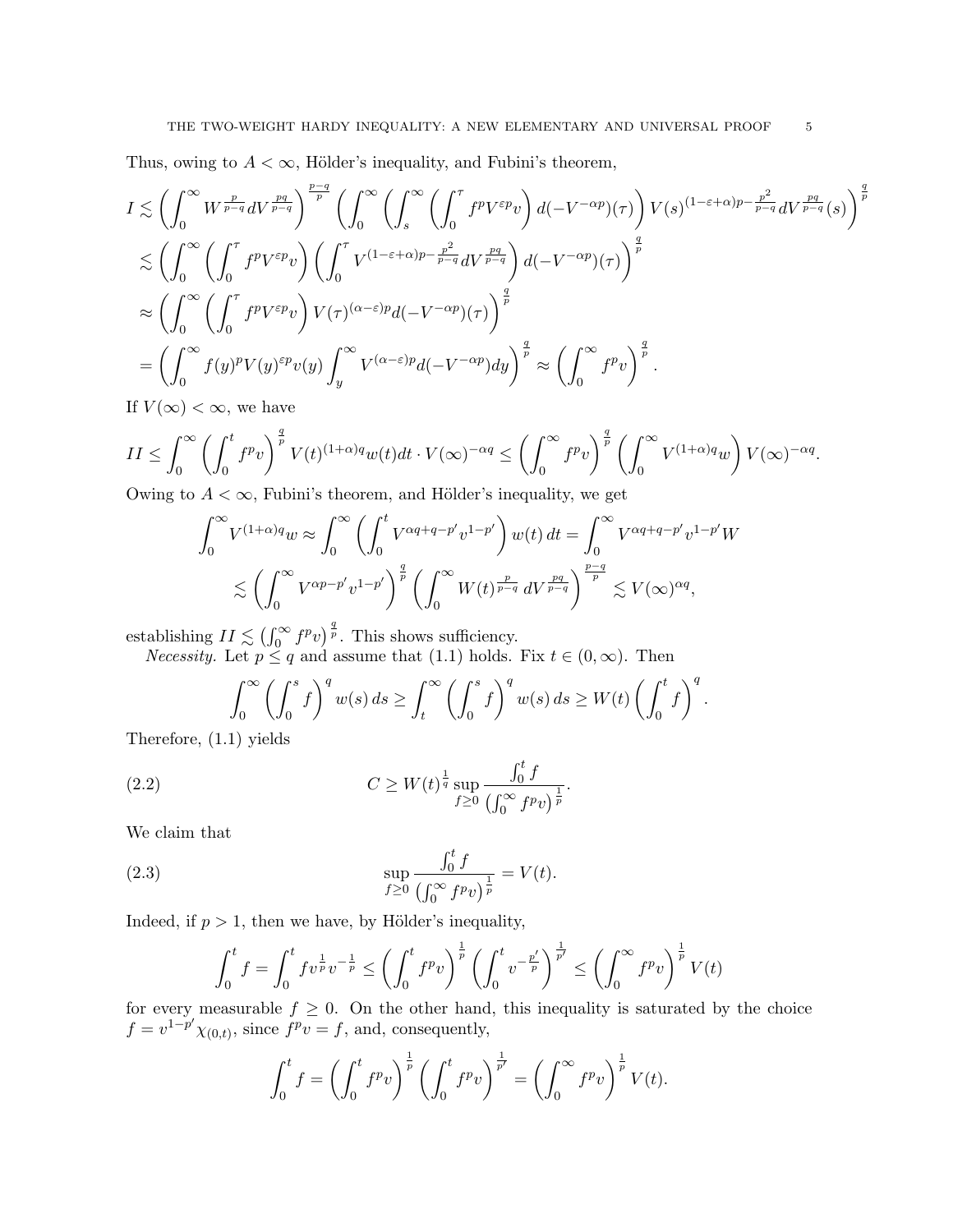Thus, owing to $A<\infty$, Hölder's inequality, and Fubini's theorem,

$$
\begin{aligned}
I &\lesssim \left(\int_0^\infty W^{\frac{p}{p-q}} dV^{\frac{pq}{p-q}}\right)^{\frac{p-q}{p}} \left(\int_0^\infty \left(\int_s^\infty \left(\int_0^\tau f^p V^{\varepsilon p} v\right) d(-V^{-\alpha p})(\tau)\right) V(s)^{(1-\varepsilon+\alpha)p-\frac{p^2}{p-q}} dV^{\frac{pq}{p-q}}(s)\right)^{\frac{q}{p}} \\
&\lesssim \left(\int_0^\infty \left(\int_0^\tau f^p V^{\varepsilon p} v\right)\left(\int_0^\tau V^{(1-\varepsilon+\alpha)p-\frac{p^2}{p-q}} dV^{\frac{pq}{p-q}}\right) d(-V^{-\alpha p})(\tau)\right)^{\frac{q}{p}} \\
&\approx \left(\int_0^\infty \left(\int_0^\tau f^p V^{\varepsilon p} v\right) V(\tau)^{(\alpha-\varepsilon)p} d(-V^{-\alpha p})(\tau)\right)^{\frac{q}{p}} \\
&= \left(\int_0^\infty f(y)^p V(y)^{\varepsilon p} v(y) \int_y^\infty V^{(\alpha-\varepsilon)p} d(-V^{-\alpha p}) dy\right)^{\frac{q}{p}} \approx \left(\int_0^\infty f^p v\right)^{\frac{q}{p}}.
\end{aligned}
$$

If $V(\infty)<\infty$, we have

$$
II \le \int_0^\infty \left(\int_0^t f^p v\right)^{\frac{q}{p}} V(t)^{(1+\alpha)q} w(t) dt \cdot V(\infty)^{-\alpha q} \le \left(\int_0^\infty f^p v\right)^{\frac{q}{p}} \left(\int_0^\infty V^{(1+\alpha)q} w\right) V(\infty)^{-\alpha q}.
$$

Owing to $A<\infty$, Fubini's theorem, and Hölder's inequality, we get

$$
\begin{aligned}
\int_0^\infty V^{(1+\alpha)q} w &\approx \int_0^\infty \left(\int_0^t V^{\alpha q+q-p'} v^{1-p'}\right) w(t)\, dt = \int_0^\infty V^{\alpha q+q-p'} v^{1-p'} W \\
&\lesssim \left(\int_0^\infty V^{\alpha p-p'} v^{1-p'}\right)^{\frac{q}{p}} \left(\int_0^\infty W(t)^{\frac{p}{p-q}}\, dV^{\frac{pq}{p-q}}\right)^{\frac{p-q}{p}} \lesssim V(\infty)^{\alpha q},
\end{aligned}
$$

establishing $II \lesssim \left(\int_0^\infty f^p v\right)^{\frac{q}{p}}$. This shows sufficiency.

*Necessity.* Let $p\le q$ and assume that (1.1) holds. Fix $t\in(0,\infty)$. Then

$$
\int_0^\infty \left(\int_0^s f\right)^q w(s)\, ds \ge \int_t^\infty \left(\int_0^s f\right)^q w(s)\, ds \ge W(t)\left(\int_0^t f\right)^q.
$$

Therefore, (1.1) yields

$$
C \ge W(t)^{\frac{1}{q}} \sup_{f\ge 0} \frac{\int_0^t f}{\left(\int_0^\infty f^p v\right)^{\frac{1}{p}}}. \tag{2.2}
$$

We claim that

$$
\sup_{f\ge 0} \frac{\int_0^t f}{\left(\int_0^\infty f^p v\right)^{\frac{1}{p}}} = V(t). \tag{2.3}
$$

Indeed, if $p>1$, then we have, by Hölder's inequality,

$$
\int_0^t f = \int_0^t f v^{\frac{1}{p}} v^{-\frac{1}{p}} \le \left(\int_0^t f^p v\right)^{\frac{1}{p}} \left(\int_0^t v^{-\frac{p'}{p}}\right)^{\frac{1}{p'}} \le \left(\int_0^\infty f^p v\right)^{\frac{1}{p}} V(t)
$$

for every measurable $f\ge 0$. On the other hand, this inequality is saturated by the choice $f=v^{1-p'}\chi_{(0,t)}$, since $f^p v = f$, and, consequently,

$$
\int_0^t f = \left(\int_0^t f^p v\right)^{\frac{1}{p}} \left(\int_0^t f^p v\right)^{\frac{1}{p'}} = \left(\int_0^\infty f^p v\right)^{\frac{1}{p}} V(t).
$$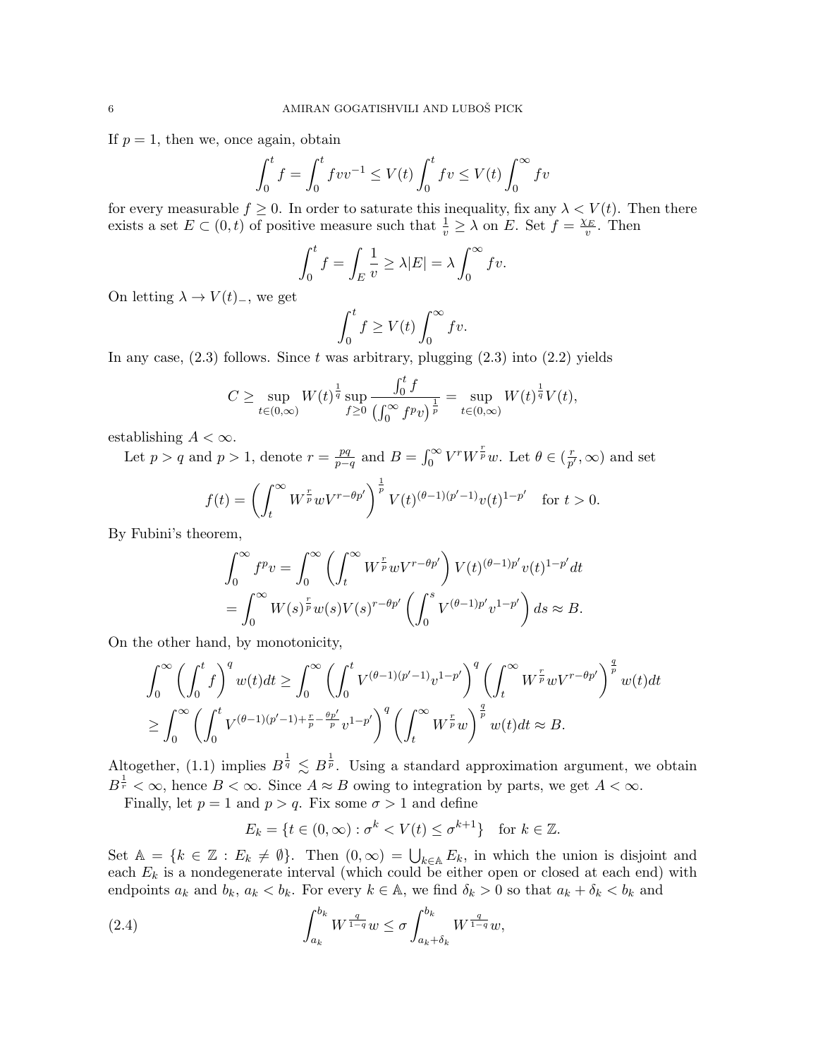If $p = 1$, then we, once again, obtain

$$\int_0^t f = \int_0^t f v v^{-1} \le V(t) \int_0^t f v \le V(t) \int_0^\infty f v$$

for every measurable $f \ge 0$. In order to saturate this inequality, fix any $\lambda < V(t)$. Then there exists a set $E \subset (0, t)$ of positive measure such that $\frac{1}{v} \ge \lambda$ on $E$. Set $f = \frac{\chi_E}{v}$. Then

$$\int_0^t f = \int_E \frac{1}{v} \ge \lambda |E| = \lambda \int_0^\infty f v.$$

On letting $\lambda \to V(t)_-$, we get

$$\int_0^t f \ge V(t) \int_0^\infty f v.$$

In any case, (2.3) follows. Since $t$ was arbitrary, plugging (2.3) into (2.2) yields

$$C \ge \sup_{t \in (0,\infty)} W(t)^{\frac{1}{q}} \sup_{f \ge 0} \frac{\int_0^t f}{\left(\int_0^\infty f^p v\right)^{\frac{1}{p}}} = \sup_{t \in (0,\infty)} W(t)^{\frac{1}{q}} V(t),$$

establishing $A < \infty$.

Let $p > q$ and $p > 1$, denote $r = \frac{pq}{p-q}$ and $B = \int_0^\infty V^r W^{\frac{r}{p}} w$. Let $\theta \in (\frac{r}{p'}, \infty)$ and set

$$f(t) = \left(\int_t^\infty W^{\frac{r}{p}} w V^{r - \theta p'}\right)^{\frac{1}{p}} V(t)^{(\theta-1)(p'-1)} v(t)^{1-p'} \quad \text{for } t > 0.$$

By Fubini's theorem,

$$\begin{aligned}
\int_0^\infty f^p v &= \int_0^\infty \left(\int_t^\infty W^{\frac{r}{p}} w V^{r-\theta p'}\right) V(t)^{(\theta-1)p'} v(t)^{1-p'} dt \\
&= \int_0^\infty W(s)^{\frac{r}{p}} w(s) V(s)^{r-\theta p'} \left(\int_0^s V^{(\theta-1)p'} v^{1-p'}\right) ds \approx B.
\end{aligned}$$

On the other hand, by monotonicity,

$$\begin{aligned}
\int_0^\infty \left(\int_0^t f\right)^q w(t) dt &\ge \int_0^\infty \left(\int_0^t V^{(\theta-1)(p'-1)} v^{1-p'}\right)^q \left(\int_t^\infty W^{\frac{r}{p}} w V^{r-\theta p'}\right)^{\frac{q}{p}} w(t) dt \\
&\ge \int_0^\infty \left(\int_0^t V^{(\theta-1)(p'-1)+\frac{r}{p}-\frac{\theta p'}{p}} v^{1-p'}\right)^q \left(\int_t^\infty W^{\frac{r}{p}} w\right)^{\frac{q}{p}} w(t) dt \approx B.
\end{aligned}$$

Altogether, (1.1) implies $B^{\frac{1}{q}} \lesssim B^{\frac{1}{p}}$. Using a standard approximation argument, we obtain $B^{\frac{1}{r}} < \infty$, hence $B < \infty$. Since $A \approx B$ owing to integration by parts, we get $A < \infty$.

Finally, let $p = 1$ and $p > q$. Fix some $\sigma > 1$ and define

$$E_k = \{t \in (0,\infty) : \sigma^k < V(t) \le \sigma^{k+1}\} \quad \text{for } k \in \mathbb{Z}.$$

Set $\mathbb{A} = \{k \in \mathbb{Z} : E_k \neq \emptyset\}$. Then $(0,\infty) = \bigcup_{k \in \mathbb{A}} E_k$, in which the union is disjoint and each $E_k$ is a nondegenerate interval (which could be either open or closed at each end) with endpoints $a_k$ and $b_k$, $a_k < b_k$. For every $k \in \mathbb{A}$, we find $\delta_k > 0$ so that $a_k + \delta_k < b_k$ and

$$\int_{a_k}^{b_k} W^{\frac{q}{1-q}} w \le \sigma \int_{a_k+\delta_k}^{b_k} W^{\frac{q}{1-q}} w, \tag{2.4}$$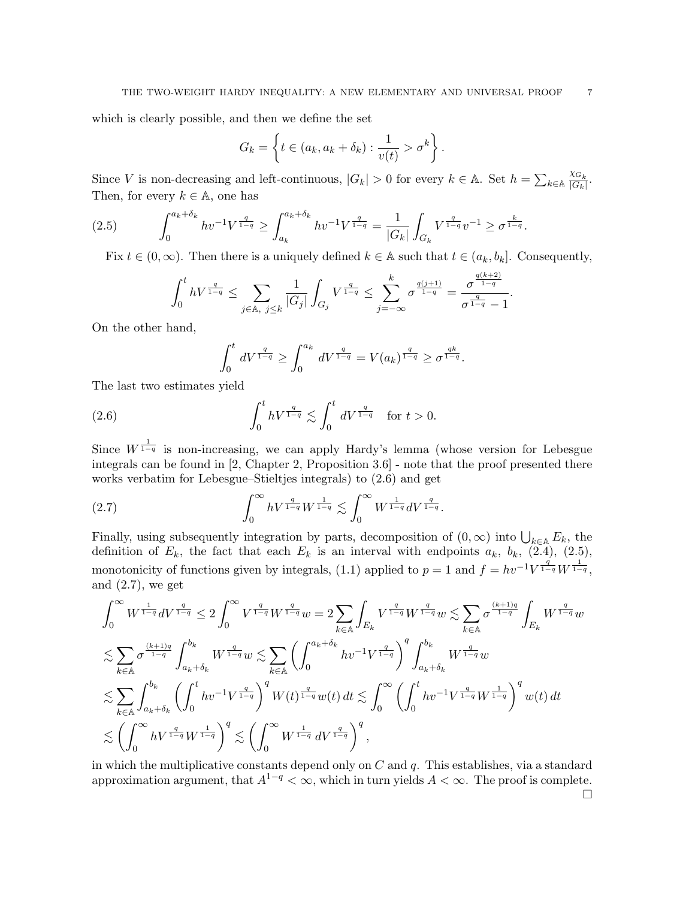which is clearly possible, and then we define the set

$$G_k = \left\{ t \in (a_k, a_k + \delta_k) : \frac{1}{v(t)} > \sigma^k \right\}.$$

Since $V$ is non-decreasing and left-continuous, $|G_k| > 0$ for every $k \in \mathbb{A}$. Set $h = \sum_{k \in \mathbb{A}} \frac{\chi_{G_k}}{|G_k|}$. Then, for every $k \in \mathbb{A}$, one has

$$\int_0^{a_k+\delta_k} hv^{-1}V^{\frac{q}{1-q}} \geq \int_{a_k}^{a_k+\delta_k} hv^{-1}V^{\frac{q}{1-q}} = \frac{1}{|G_k|}\int_{G_k} V^{\frac{q}{1-q}} v^{-1} \geq \sigma^{\frac{k}{1-q}}. \tag{2.5}$$

Fix $t \in (0, \infty)$. Then there is a uniquely defined $k \in \mathbb{A}$ such that $t \in (a_k, b_k]$. Consequently,

$$\int_0^t hV^{\frac{q}{1-q}} \leq \sum_{j \in \mathbb{A},\ j \leq k} \frac{1}{|G_j|}\int_{G_j} V^{\frac{q}{1-q}} \leq \sum_{j=-\infty}^{k} \sigma^{\frac{q(j+1)}{1-q}} = \frac{\sigma^{\frac{q(k+2)}{1-q}}}{\sigma^{\frac{q}{1-q}} - 1}.$$

On the other hand,

$$\int_0^t dV^{\frac{q}{1-q}} \geq \int_0^{a_k} dV^{\frac{q}{1-q}} = V(a_k)^{\frac{q}{1-q}} \geq \sigma^{\frac{qk}{1-q}}.$$

The last two estimates yield

$$\int_0^t hV^{\frac{q}{1-q}} \lesssim \int_0^t dV^{\frac{q}{1-q}} \quad \text{for } t > 0. \tag{2.6}$$

Since $W^{\frac{1}{1-q}}$ is non-increasing, we can apply Hardy's lemma (whose version for Lebesgue integrals can be found in [2, Chapter 2, Proposition 3.6] - note that the proof presented there works verbatim for Lebesgue–Stieltjes integrals) to (2.6) and get

$$\int_0^\infty hV^{\frac{q}{1-q}}W^{\frac{1}{1-q}} \lesssim \int_0^\infty W^{\frac{1}{1-q}}dV^{\frac{q}{1-q}}. \tag{2.7}$$

Finally, using subsequently integration by parts, decomposition of $(0, \infty)$ into $\bigcup_{k\in\mathbb{A}} E_k$, the definition of $E_k$, the fact that each $E_k$ is an interval with endpoints $a_k$, $b_k$, (2.4), (2.5), monotonicity of functions given by integrals, (1.1) applied to $p = 1$ and $f = hv^{-1}V^{\frac{q}{1-q}}W^{\frac{1}{1-q}}$, and (2.7), we get

$$\begin{aligned}
\int_0^\infty W^{\frac{1}{1-q}}dV^{\frac{q}{1-q}} &\leq 2\int_0^\infty V^{\frac{q}{1-q}}W^{\frac{q}{1-q}}w = 2\sum_{k\in\mathbb{A}}\int_{E_k} V^{\frac{q}{1-q}}W^{\frac{q}{1-q}}w \lesssim \sum_{k\in\mathbb{A}} \sigma^{\frac{(k+1)q}{1-q}}\int_{E_k} W^{\frac{q}{1-q}}w \\
&\lesssim \sum_{k\in\mathbb{A}} \sigma^{\frac{(k+1)q}{1-q}}\int_{a_k+\delta_k}^{b_k} W^{\frac{q}{1-q}}w \lesssim \sum_{k\in\mathbb{A}}\left(\int_0^{a_k+\delta_k} hv^{-1}V^{\frac{q}{1-q}}\right)^q \int_{a_k+\delta_k}^{b_k} W^{\frac{q}{1-q}}w \\
&\lesssim \sum_{k\in\mathbb{A}}\int_{a_k+\delta_k}^{b_k}\left(\int_0^t hv^{-1}V^{\frac{q}{1-q}}\right)^q W(t)^{\frac{q}{1-q}}w(t)\,dt \lesssim \int_0^\infty \left(\int_0^t hv^{-1}V^{\frac{q}{1-q}}W^{\frac{1}{1-q}}\right)^q w(t)\,dt \\
&\lesssim \left(\int_0^\infty hV^{\frac{q}{1-q}}W^{\frac{1}{1-q}}\right)^q \lesssim \left(\int_0^\infty W^{\frac{1}{1-q}}\,dV^{\frac{q}{1-q}}\right)^q,
\end{aligned}$$

in which the multiplicative constants depend only on $C$ and $q$. This establishes, via a standard approximation argument, that $A^{1-q} < \infty$, which in turn yields $A < \infty$. The proof is complete. $\square$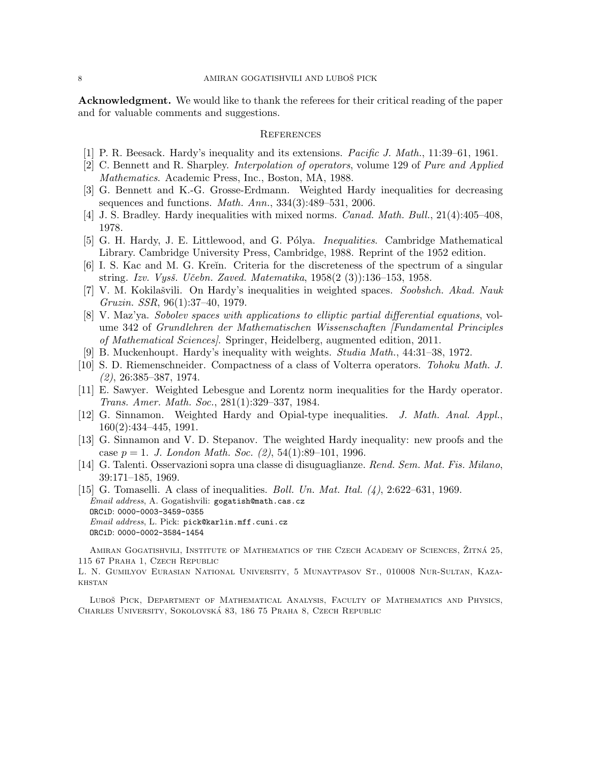**Acknowledgment.** We would like to thank the referees for their critical reading of the paper and for valuable comments and suggestions.

## References

[1] P. R. Beesack. Hardy's inequality and its extensions. *Pacific J. Math.*, 11:39–61, 1961.

[2] C. Bennett and R. Sharpley. *Interpolation of operators*, volume 129 of *Pure and Applied Mathematics*. Academic Press, Inc., Boston, MA, 1988.

[3] G. Bennett and K.-G. Grosse-Erdmann. Weighted Hardy inequalities for decreasing sequences and functions. *Math. Ann.*, 334(3):489–531, 2006.

[4] J. S. Bradley. Hardy inequalities with mixed norms. *Canad. Math. Bull.*, 21(4):405–408, 1978.

[5] G. H. Hardy, J. E. Littlewood, and G. Pólya. *Inequalities*. Cambridge Mathematical Library. Cambridge University Press, Cambridge, 1988. Reprint of the 1952 edition.

[6] I. S. Kac and M. G. Kreĭn. Criteria for the discreteness of the spectrum of a singular string. *Izv. Vysš. Učebn. Zaved. Matematika*, 1958(2 (3)):136–153, 1958.

[7] V. M. Kokilašvili. On Hardy's inequalities in weighted spaces. *Soobshch. Akad. Nauk Gruzin. SSR*, 96(1):37–40, 1979.

[8] V. Maz'ya. *Sobolev spaces with applications to elliptic partial differential equations*, volume 342 of *Grundlehren der Mathematischen Wissenschaften [Fundamental Principles of Mathematical Sciences]*. Springer, Heidelberg, augmented edition, 2011.

[9] B. Muckenhoupt. Hardy's inequality with weights. *Studia Math.*, 44:31–38, 1972.

[10] S. D. Riemenschneider. Compactness of a class of Volterra operators. *Tohoku Math. J. (2)*, 26:385–387, 1974.

[11] E. Sawyer. Weighted Lebesgue and Lorentz norm inequalities for the Hardy operator. *Trans. Amer. Math. Soc.*, 281(1):329–337, 1984.

[12] G. Sinnamon. Weighted Hardy and Opial-type inequalities. *J. Math. Anal. Appl.*, 160(2):434–445, 1991.

[13] G. Sinnamon and V. D. Stepanov. The weighted Hardy inequality: new proofs and the case $p = 1$. *J. London Math. Soc. (2)*, 54(1):89–101, 1996.

[14] G. Talenti. Osservazioni sopra una classe di disuguaglianze. *Rend. Sem. Mat. Fis. Milano*, 39:171–185, 1969.

[15] G. Tomaselli. A class of inequalities. *Boll. Un. Mat. Ital. (4)*, 2:622–631, 1969.

*Email address*, A. Gogatishvili: `gogatish@math.cas.cz`
ORCiD: 0000-0003-3459-0355
*Email address*, L. Pick: `pick@karlin.mff.cuni.cz`
ORCiD: 0000-0002-3584-1454

Amiran Gogatishvili, Institute of Mathematics of the Czech Academy of Sciences, Žitná 25, 115 67 Praha 1, Czech Republic

L. N. Gumilyov Eurasian National University, 5 Munaytpasov St., 010008 Nur-Sultan, Kazakhstan

Luboš Pick, Department of Mathematical Analysis, Faculty of Mathematics and Physics, Charles University, Sokolovská 83, 186 75 Praha 8, Czech Republic